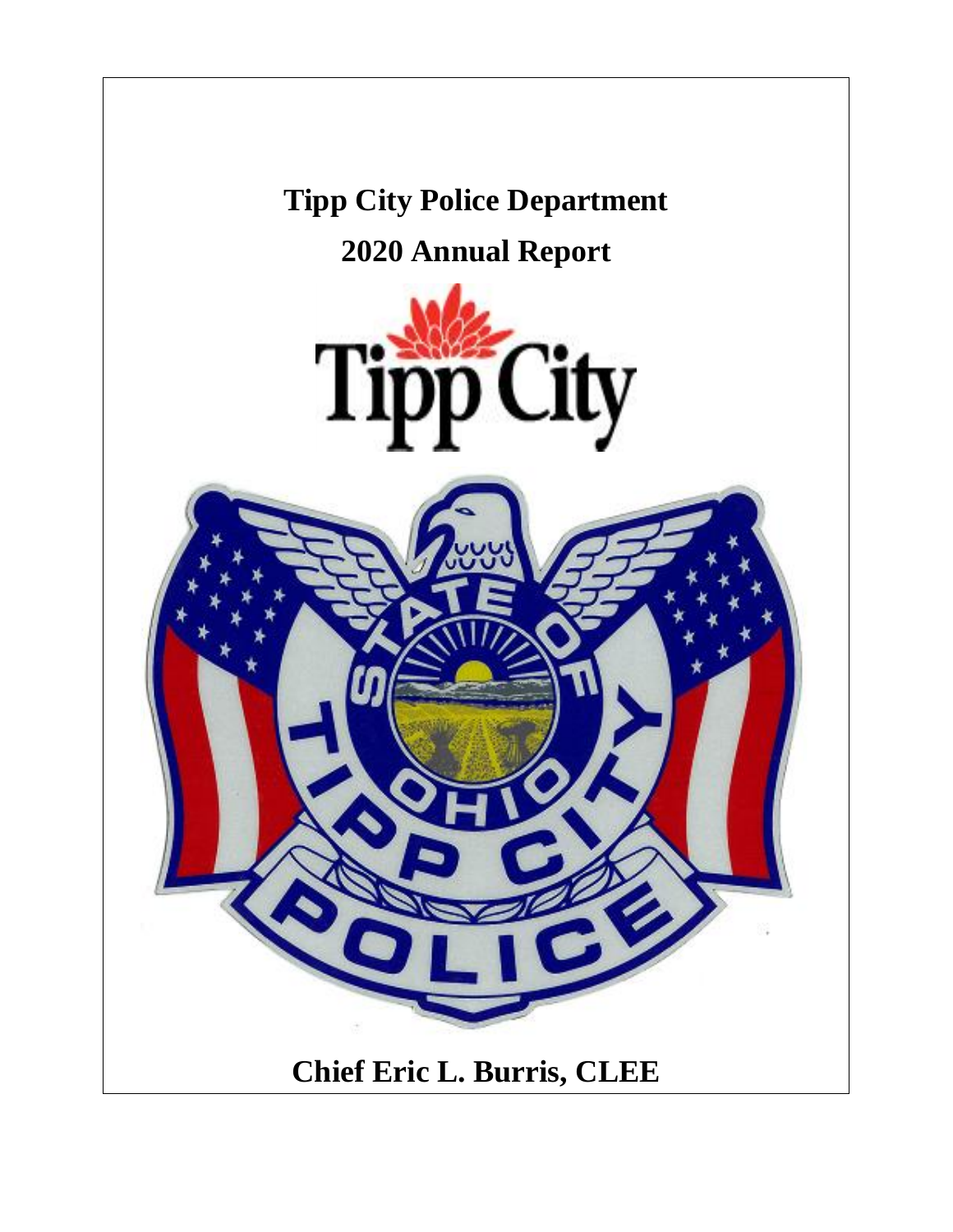# Tipp City Police Department

# 2020 Annual Report

**Chief Eric L. Burris, CLEE**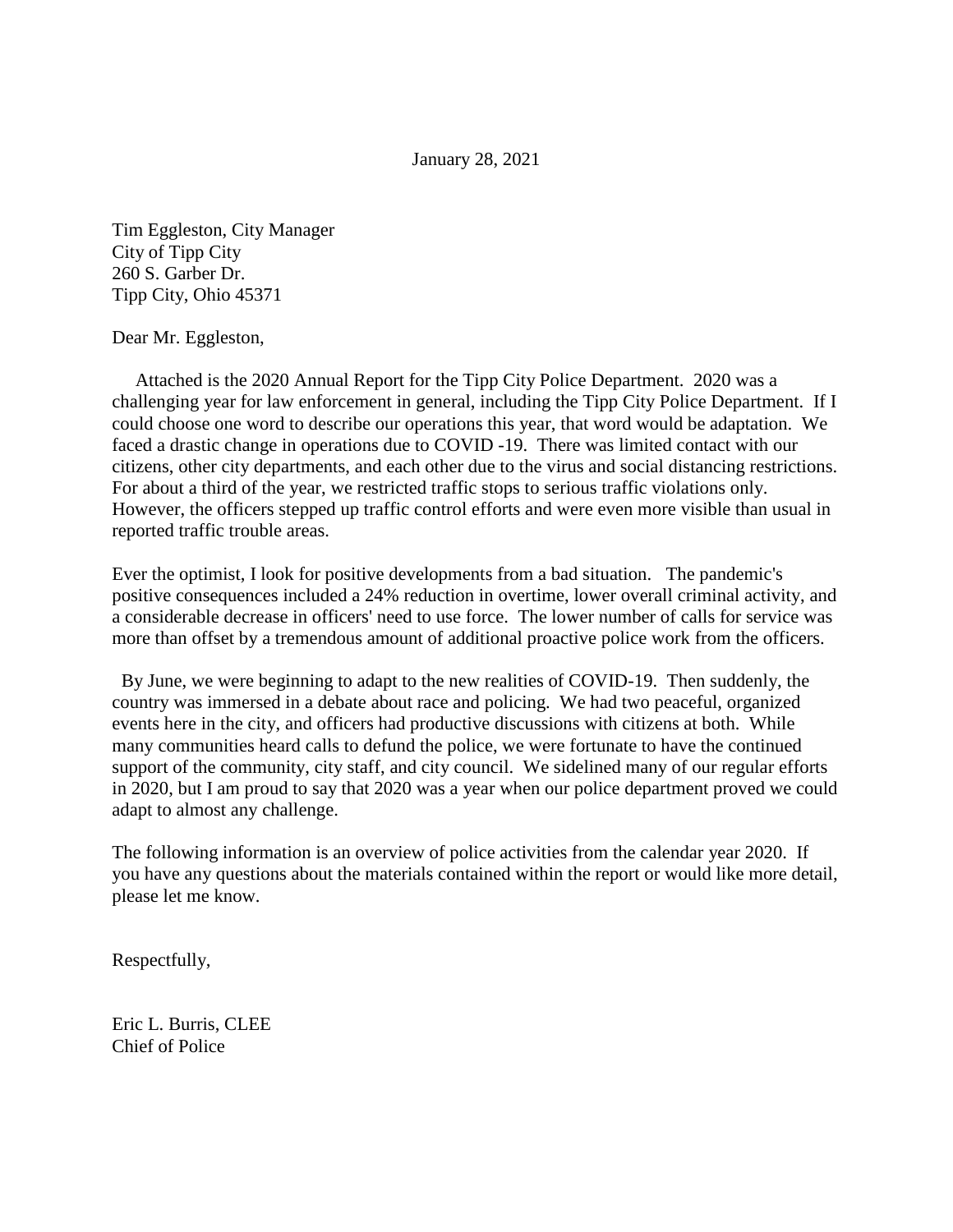January 28, 2021

Tim Eggleston, City Manager
City of Tipp City
260 S. Garber Dr.
Tipp City, Ohio 45371

Dear Mr. Eggleston,

Attached is the 2020 Annual Report for the Tipp City Police Department. 2020 was a challenging year for law enforcement in general, including the Tipp City Police Department. If I could choose one word to describe our operations this year, that word would be adaptation. We faced a drastic change in operations due to COVID -19. There was limited contact with our citizens, other city departments, and each other due to the virus and social distancing restrictions. For about a third of the year, we restricted traffic stops to serious traffic violations only. However, the officers stepped up traffic control efforts and were even more visible than usual in reported traffic trouble areas.

Ever the optimist, I look for positive developments from a bad situation. The pandemic's positive consequences included a 24% reduction in overtime, lower overall criminal activity, and a considerable decrease in officers' need to use force. The lower number of calls for service was more than offset by a tremendous amount of additional proactive police work from the officers.

By June, we were beginning to adapt to the new realities of COVID-19. Then suddenly, the country was immersed in a debate about race and policing. We had two peaceful, organized events here in the city, and officers had productive discussions with citizens at both. While many communities heard calls to defund the police, we were fortunate to have the continued support of the community, city staff, and city council. We sidelined many of our regular efforts in 2020, but I am proud to say that 2020 was a year when our police department proved we could adapt to almost any challenge.

The following information is an overview of police activities from the calendar year 2020. If you have any questions about the materials contained within the report or would like more detail, please let me know.

Respectfully,

Eric L. Burris, CLEE
Chief of Police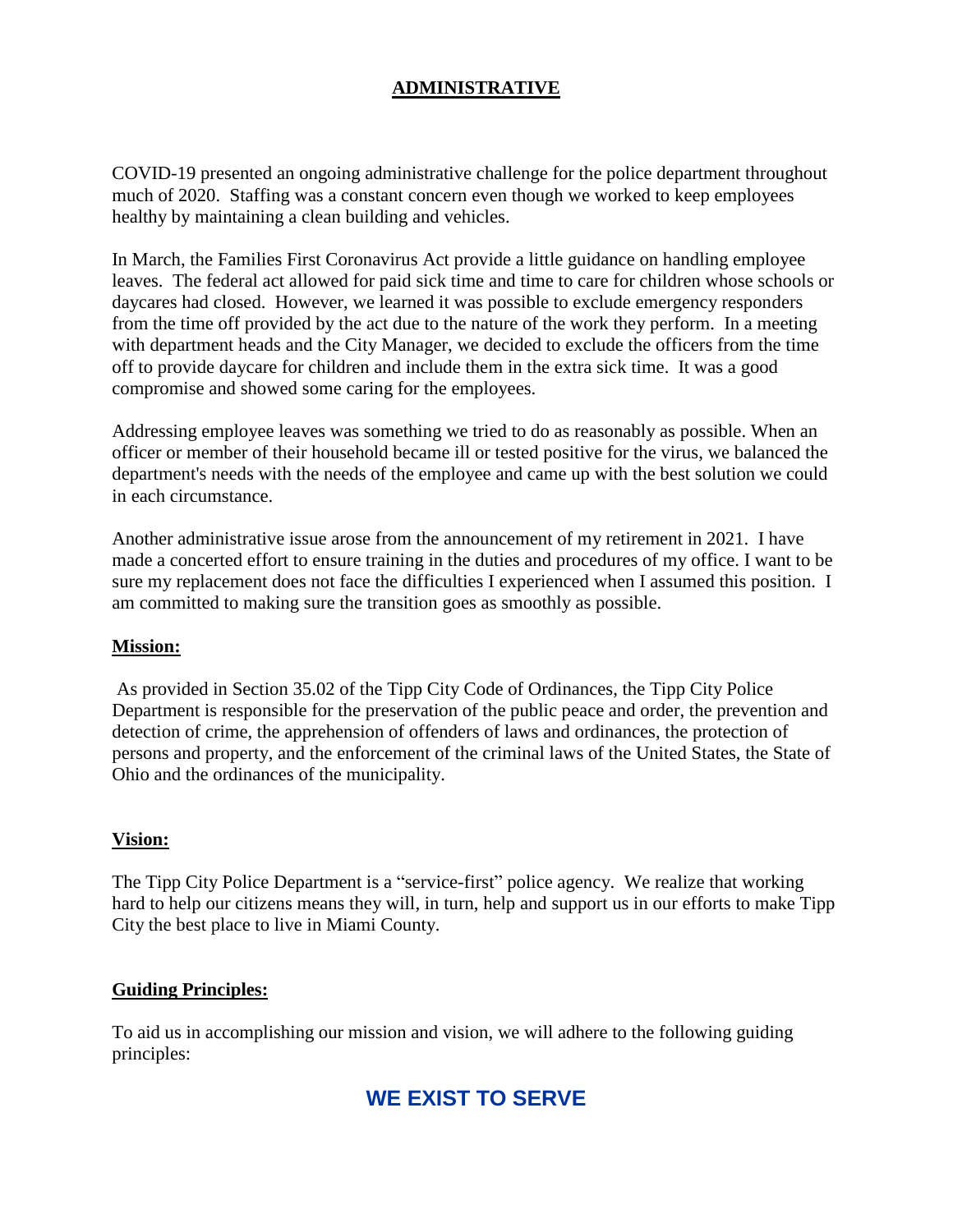## ADMINISTRATIVE

COVID-19 presented an ongoing administrative challenge for the police department throughout much of 2020. Staffing was a constant concern even though we worked to keep employees healthy by maintaining a clean building and vehicles.

In March, the Families First Coronavirus Act provide a little guidance on handling employee leaves. The federal act allowed for paid sick time and time to care for children whose schools or daycares had closed. However, we learned it was possible to exclude emergency responders from the time off provided by the act due to the nature of the work they perform. In a meeting with department heads and the City Manager, we decided to exclude the officers from the time off to provide daycare for children and include them in the extra sick time. It was a good compromise and showed some caring for the employees.

Addressing employee leaves was something we tried to do as reasonably as possible. When an officer or member of their household became ill or tested positive for the virus, we balanced the department's needs with the needs of the employee and came up with the best solution we could in each circumstance.

Another administrative issue arose from the announcement of my retirement in 2021. I have made a concerted effort to ensure training in the duties and procedures of my office. I want to be sure my replacement does not face the difficulties I experienced when I assumed this position. I am committed to making sure the transition goes as smoothly as possible.

### Mission:

As provided in Section 35.02 of the Tipp City Code of Ordinances, the Tipp City Police Department is responsible for the preservation of the public peace and order, the prevention and detection of crime, the apprehension of offenders of laws and ordinances, the protection of persons and property, and the enforcement of the criminal laws of the United States, the State of Ohio and the ordinances of the municipality.

### Vision:

The Tipp City Police Department is a "service-first" police agency. We realize that working hard to help our citizens means they will, in turn, help and support us in our efforts to make Tipp City the best place to live in Miami County.

### Guiding Principles:

To aid us in accomplishing our mission and vision, we will adhere to the following guiding principles:

## WE EXIST TO SERVE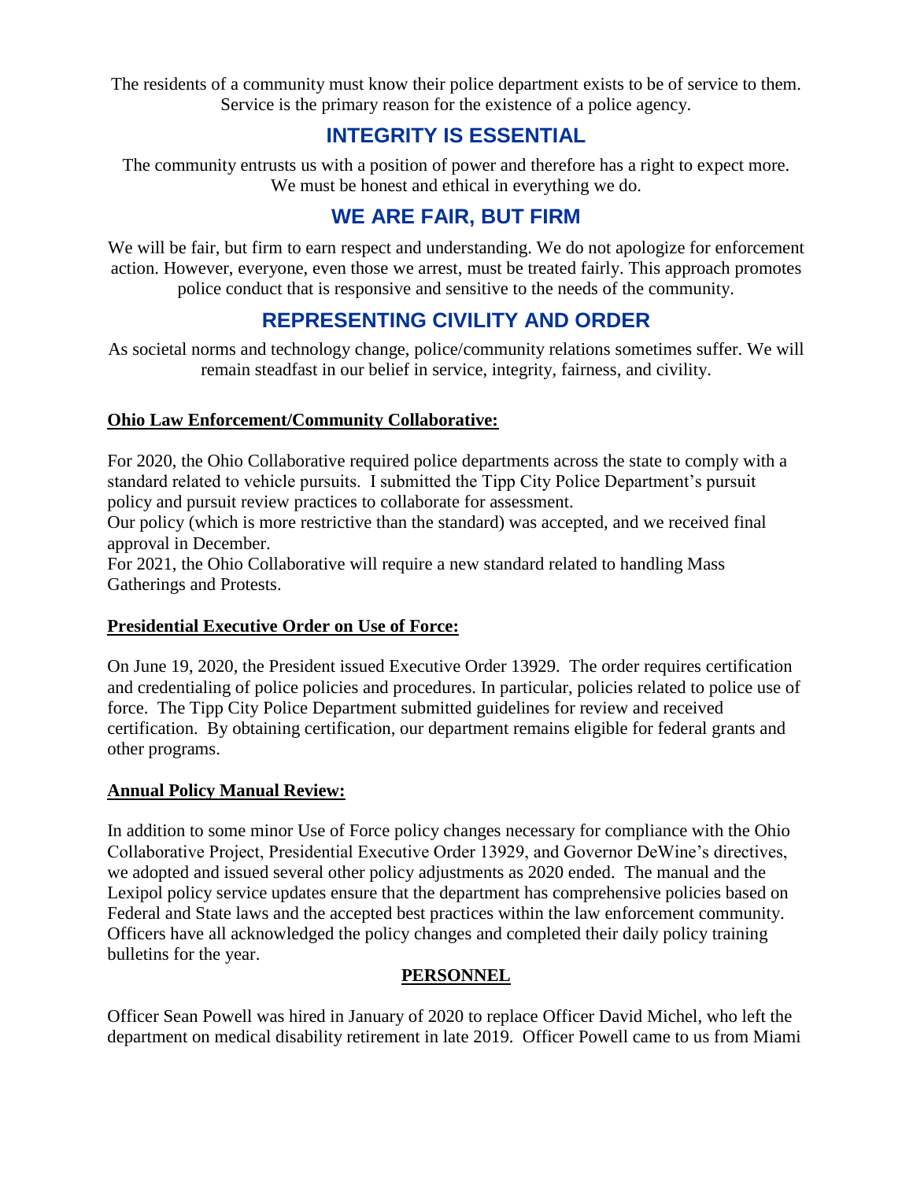The residents of a community must know their police department exists to be of service to them. Service is the primary reason for the existence of a police agency.

## INTEGRITY IS ESSENTIAL

The community entrusts us with a position of power and therefore has a right to expect more. We must be honest and ethical in everything we do.

## WE ARE FAIR, BUT FIRM

We will be fair, but firm to earn respect and understanding. We do not apologize for enforcement action. However, everyone, even those we arrest, must be treated fairly. This approach promotes police conduct that is responsive and sensitive to the needs of the community.

## REPRESENTING CIVILITY AND ORDER

As societal norms and technology change, police/community relations sometimes suffer. We will remain steadfast in our belief in service, integrity, fairness, and civility.

### Ohio Law Enforcement/Community Collaborative:

For 2020, the Ohio Collaborative required police departments across the state to comply with a standard related to vehicle pursuits. I submitted the Tipp City Police Department's pursuit policy and pursuit review practices to collaborate for assessment.
Our policy (which is more restrictive than the standard) was accepted, and we received final approval in December.
For 2021, the Ohio Collaborative will require a new standard related to handling Mass Gatherings and Protests.

### Presidential Executive Order on Use of Force:

On June 19, 2020, the President issued Executive Order 13929. The order requires certification and credentialing of police policies and procedures. In particular, policies related to police use of force. The Tipp City Police Department submitted guidelines for review and received certification. By obtaining certification, our department remains eligible for federal grants and other programs.

### Annual Policy Manual Review:

In addition to some minor Use of Force policy changes necessary for compliance with the Ohio Collaborative Project, Presidential Executive Order 13929, and Governor DeWine's directives, we adopted and issued several other policy adjustments as 2020 ended. The manual and the Lexipol policy service updates ensure that the department has comprehensive policies based on Federal and State laws and the accepted best practices within the law enforcement community. Officers have all acknowledged the policy changes and completed their daily policy training bulletins for the year.

## PERSONNEL

Officer Sean Powell was hired in January of 2020 to replace Officer David Michel, who left the department on medical disability retirement in late 2019. Officer Powell came to us from Miami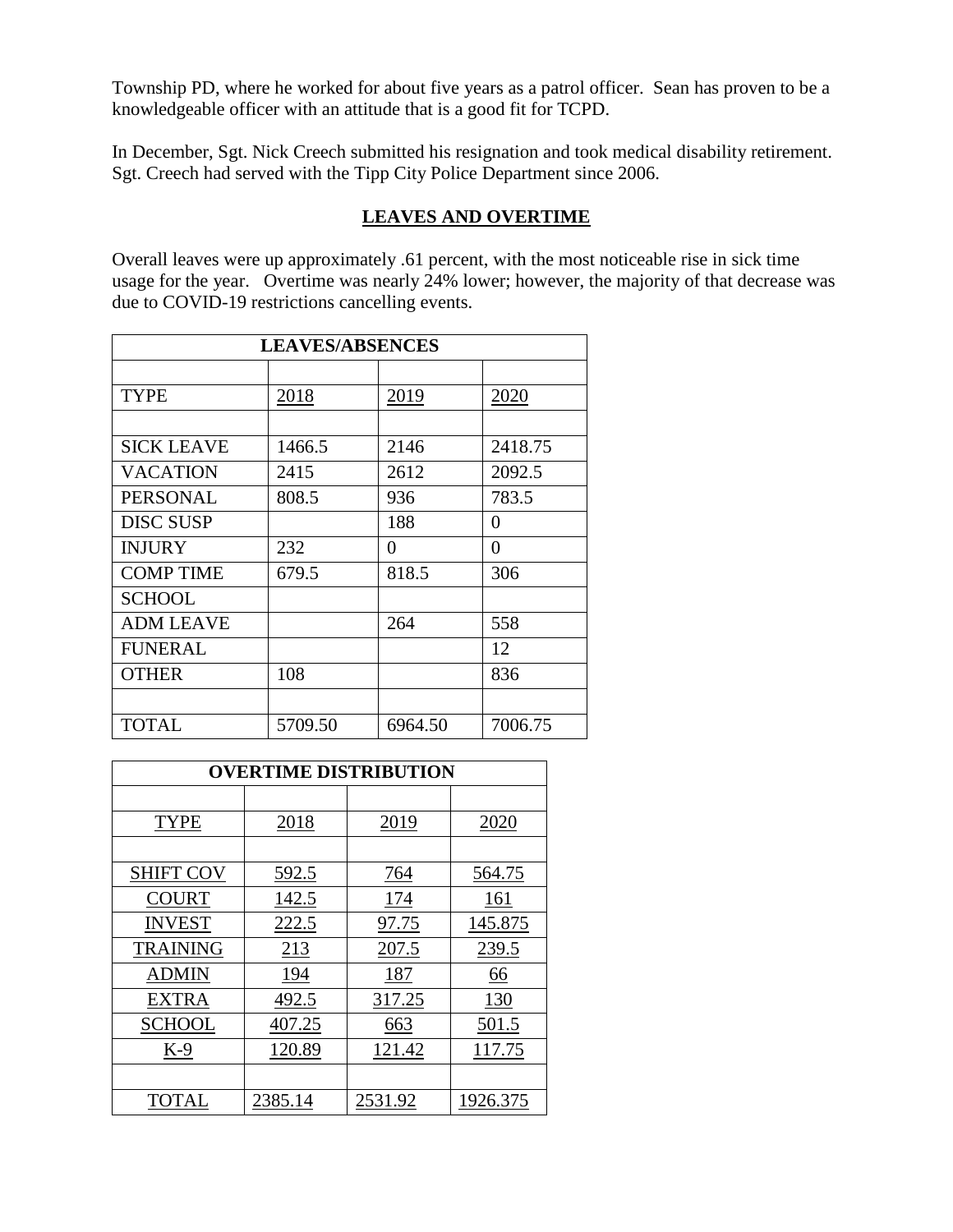Township PD, where he worked for about five years as a patrol officer. Sean has proven to be a knowledgeable officer with an attitude that is a good fit for TCPD.

In December, Sgt. Nick Creech submitted his resignation and took medical disability retirement. Sgt. Creech had served with the Tipp City Police Department since 2006.

## LEAVES AND OVERTIME

Overall leaves were up approximately .61 percent, with the most noticeable rise in sick time usage for the year. Overtime was nearly 24% lower; however, the majority of that decrease was due to COVID-19 restrictions cancelling events.

| LEAVES/ABSENCES | | | |
|---|---|---|---|
| | | | |
| TYPE | 2018 | 2019 | 2020 |
| | | | |
| SICK LEAVE | 1466.5 | 2146 | 2418.75 |
| VACATION | 2415 | 2612 | 2092.5 |
| PERSONAL | 808.5 | 936 | 783.5 |
| DISC SUSP | | 188 | 0 |
| INJURY | 232 | 0 | 0 |
| COMP TIME | 679.5 | 818.5 | 306 |
| SCHOOL | | | |
| ADM LEAVE | | 264 | 558 |
| FUNERAL | | | 12 |
| OTHER | 108 | | 836 |
| | | | |
| TOTAL | 5709.50 | 6964.50 | 7006.75 |

| OVERTIME DISTRIBUTION | | | |
|---|---|---|---|
| | | | |
| TYPE | 2018 | 2019 | 2020 |
| | | | |
| SHIFT COV | 592.5 | 764 | 564.75 |
| COURT | 142.5 | 174 | 161 |
| INVEST | 222.5 | 97.75 | 145.875 |
| TRAINING | 213 | 207.5 | 239.5 |
| ADMIN | 194 | 187 | 66 |
| EXTRA | 492.5 | 317.25 | 130 |
| SCHOOL | 407.25 | 663 | 501.5 |
| K-9 | 120.89 | 121.42 | 117.75 |
| | | | |
| TOTAL | 2385.14 | 2531.92 | 1926.375 |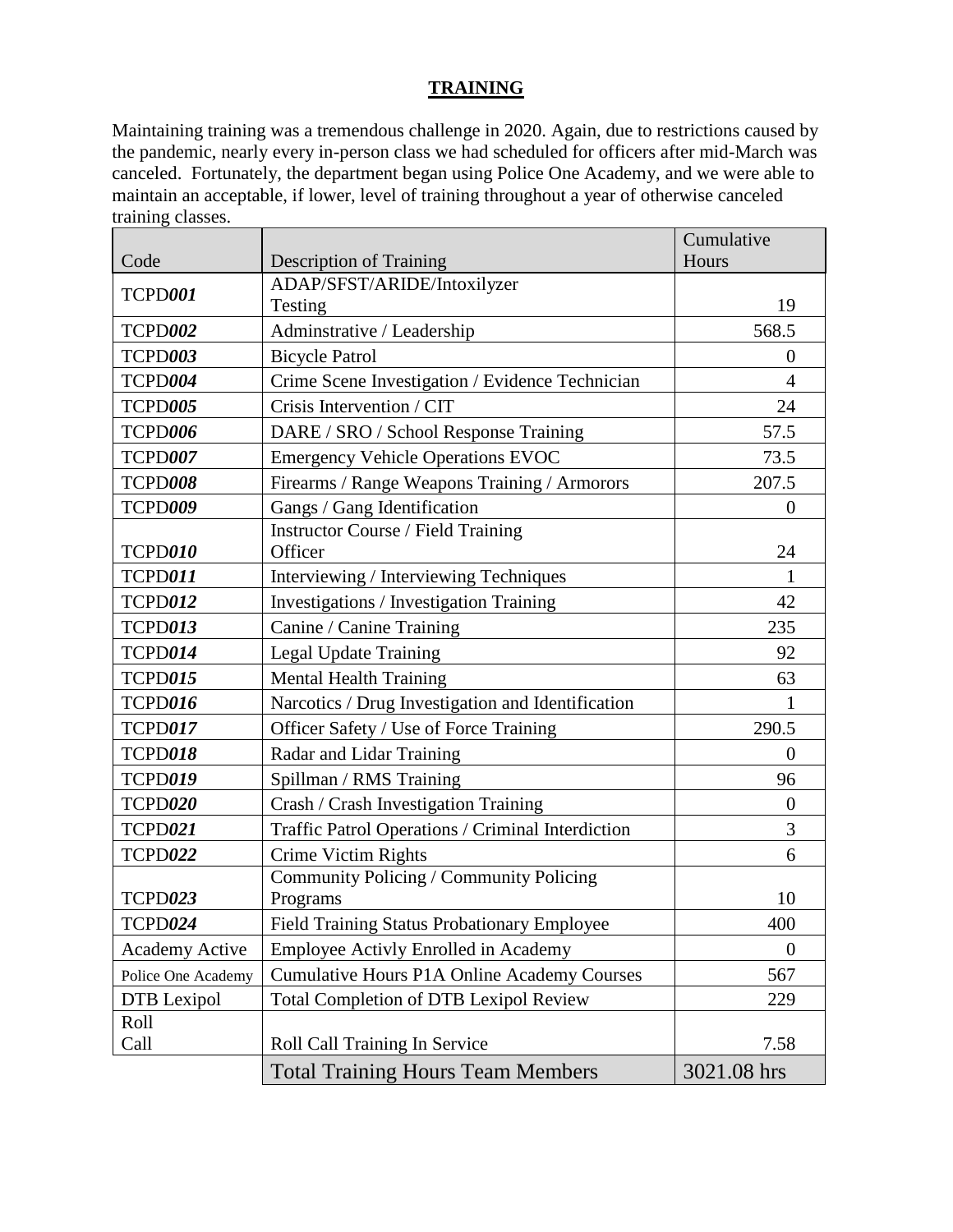**TRAINING**

Maintaining training was a tremendous challenge in 2020. Again, due to restrictions caused by the pandemic, nearly every in-person class we had scheduled for officers after mid-March was canceled. Fortunately, the department began using Police One Academy, and we were able to maintain an acceptable, if lower, level of training throughout a year of otherwise canceled training classes.

| Code | Description of Training | Cumulative Hours |
|---|---|---|
| TCPD***001*** | ADAP/SFST/ARIDE/Intoxilyzer Testing | 19 |
| TCPD***002*** | Adminstrative / Leadership | 568.5 |
| TCPD***003*** | Bicycle Patrol | 0 |
| TCPD***004*** | Crime Scene Investigation / Evidence Technician | 4 |
| TCPD***005*** | Crisis Intervention / CIT | 24 |
| TCPD***006*** | DARE / SRO / School Response Training | 57.5 |
| TCPD***007*** | Emergency Vehicle Operations EVOC | 73.5 |
| TCPD***008*** | Firearms / Range Weapons Training / Armorors | 207.5 |
| TCPD***009*** | Gangs / Gang Identification | 0 |
| TCPD***010*** | Instructor Course / Field Training Officer | 24 |
| TCPD***011*** | Interviewing / Interviewing Techniques | 1 |
| TCPD***012*** | Investigations / Investigation Training | 42 |
| TCPD***013*** | Canine / Canine Training | 235 |
| TCPD***014*** | Legal Update Training | 92 |
| TCPD***015*** | Mental Health Training | 63 |
| TCPD***016*** | Narcotics / Drug Investigation and Identification | 1 |
| TCPD***017*** | Officer Safety / Use of Force Training | 290.5 |
| TCPD***018*** | Radar and Lidar Training | 0 |
| TCPD***019*** | Spillman / RMS Training | 96 |
| TCPD***020*** | Crash / Crash Investigation Training | 0 |
| TCPD***021*** | Traffic Patrol Operations / Criminal Interdiction | 3 |
| TCPD***022*** | Crime Victim Rights | 6 |
| TCPD***023*** | Community Policing / Community Policing Programs | 10 |
| TCPD***024*** | Field Training Status Probationary Employee | 400 |
| Academy Active | Employee Activly Enrolled in Academy | 0 |
| Police One Academy | Cumulative Hours P1A Online Academy Courses | 567 |
| DTB Lexipol | Total Completion of DTB Lexipol Review | 229 |
| Roll Call | Roll Call Training In Service | 7.58 |
| | Total Training Hours Team Members | 3021.08 hrs |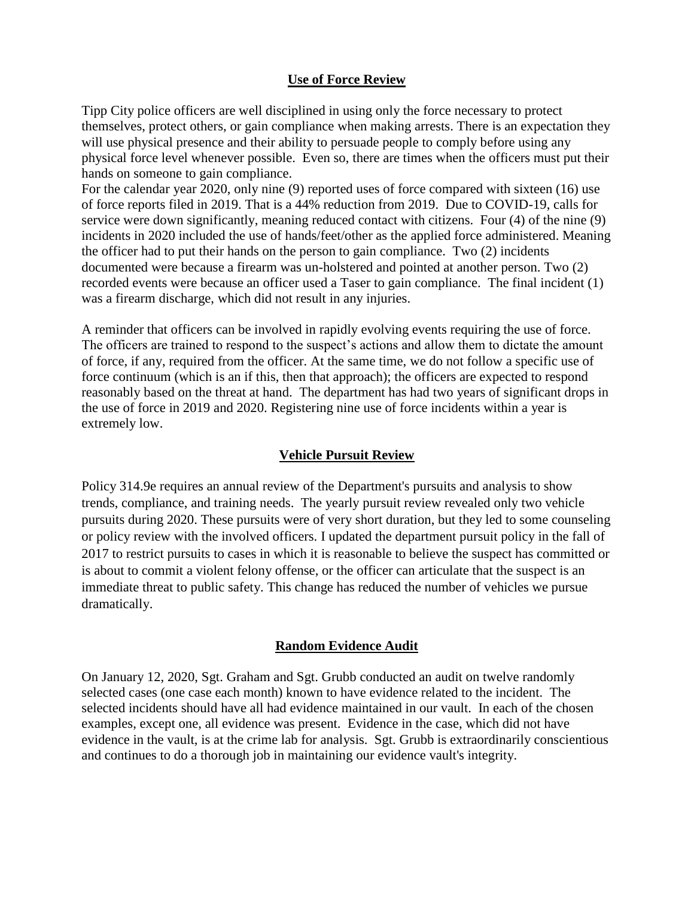## Use of Force Review

Tipp City police officers are well disciplined in using only the force necessary to protect themselves, protect others, or gain compliance when making arrests. There is an expectation they will use physical presence and their ability to persuade people to comply before using any physical force level whenever possible. Even so, there are times when the officers must put their hands on someone to gain compliance.

For the calendar year 2020, only nine (9) reported uses of force compared with sixteen (16) use of force reports filed in 2019. That is a 44% reduction from 2019. Due to COVID-19, calls for service were down significantly, meaning reduced contact with citizens. Four (4) of the nine (9) incidents in 2020 included the use of hands/feet/other as the applied force administered. Meaning the officer had to put their hands on the person to gain compliance. Two (2) incidents documented were because a firearm was un-holstered and pointed at another person. Two (2) recorded events were because an officer used a Taser to gain compliance. The final incident (1) was a firearm discharge, which did not result in any injuries.

A reminder that officers can be involved in rapidly evolving events requiring the use of force. The officers are trained to respond to the suspect's actions and allow them to dictate the amount of force, if any, required from the officer. At the same time, we do not follow a specific use of force continuum (which is an if this, then that approach); the officers are expected to respond reasonably based on the threat at hand. The department has had two years of significant drops in the use of force in 2019 and 2020. Registering nine use of force incidents within a year is extremely low.

## Vehicle Pursuit Review

Policy 314.9e requires an annual review of the Department's pursuits and analysis to show trends, compliance, and training needs. The yearly pursuit review revealed only two vehicle pursuits during 2020. These pursuits were of very short duration, but they led to some counseling or policy review with the involved officers. I updated the department pursuit policy in the fall of 2017 to restrict pursuits to cases in which it is reasonable to believe the suspect has committed or is about to commit a violent felony offense, or the officer can articulate that the suspect is an immediate threat to public safety. This change has reduced the number of vehicles we pursue dramatically.

## Random Evidence Audit

On January 12, 2020, Sgt. Graham and Sgt. Grubb conducted an audit on twelve randomly selected cases (one case each month) known to have evidence related to the incident. The selected incidents should have all had evidence maintained in our vault. In each of the chosen examples, except one, all evidence was present. Evidence in the case, which did not have evidence in the vault, is at the crime lab for analysis. Sgt. Grubb is extraordinarily conscientious and continues to do a thorough job in maintaining our evidence vault's integrity.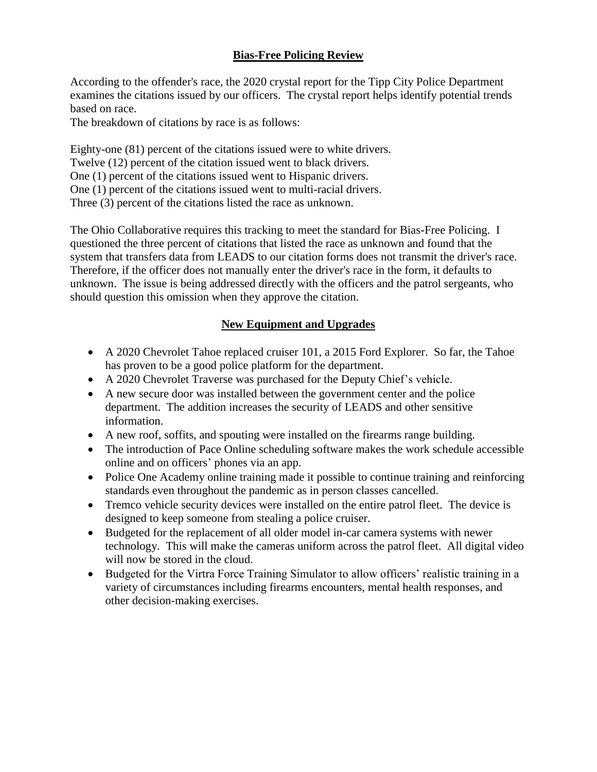## Bias-Free Policing Review

According to the offender's race, the 2020 crystal report for the Tipp City Police Department examines the citations issued by our officers. The crystal report helps identify potential trends based on race.

The breakdown of citations by race is as follows:

Eighty-one (81) percent of the citations issued were to white drivers.
Twelve (12) percent of the citation issued went to black drivers.
One (1) percent of the citations issued went to Hispanic drivers.
One (1) percent of the citations issued went to multi-racial drivers.
Three (3) percent of the citations listed the race as unknown.

The Ohio Collaborative requires this tracking to meet the standard for Bias-Free Policing. I questioned the three percent of citations that listed the race as unknown and found that the system that transfers data from LEADS to our citation forms does not transmit the driver's race. Therefore, if the officer does not manually enter the driver's race in the form, it defaults to unknown. The issue is being addressed directly with the officers and the patrol sergeants, who should question this omission when they approve the citation.

## New Equipment and Upgrades

- A 2020 Chevrolet Tahoe replaced cruiser 101, a 2015 Ford Explorer. So far, the Tahoe has proven to be a good police platform for the department.
- A 2020 Chevrolet Traverse was purchased for the Deputy Chief's vehicle.
- A new secure door was installed between the government center and the police department. The addition increases the security of LEADS and other sensitive information.
- A new roof, soffits, and spouting were installed on the firearms range building.
- The introduction of Pace Online scheduling software makes the work schedule accessible online and on officers' phones via an app.
- Police One Academy online training made it possible to continue training and reinforcing standards even throughout the pandemic as in person classes cancelled.
- Tremco vehicle security devices were installed on the entire patrol fleet. The device is designed to keep someone from stealing a police cruiser.
- Budgeted for the replacement of all older model in-car camera systems with newer technology. This will make the cameras uniform across the patrol fleet. All digital video will now be stored in the cloud.
- Budgeted for the Virtra Force Training Simulator to allow officers' realistic training in a variety of circumstances including firearms encounters, mental health responses, and other decision-making exercises.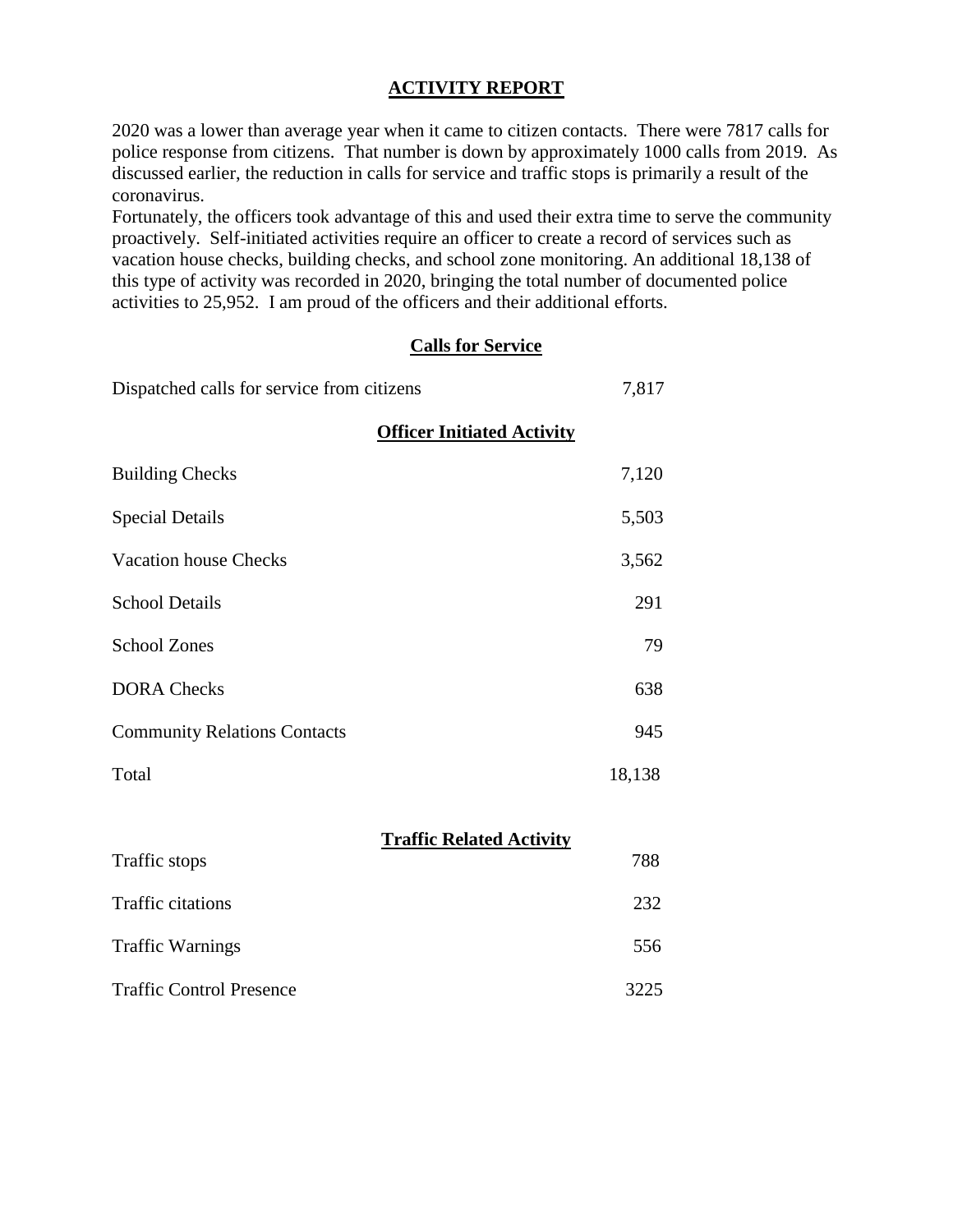# ACTIVITY REPORT

2020 was a lower than average year when it came to citizen contacts. There were 7817 calls for police response from citizens. That number is down by approximately 1000 calls from 2019. As discussed earlier, the reduction in calls for service and traffic stops is primarily a result of the coronavirus.

Fortunately, the officers took advantage of this and used their extra time to serve the community proactively. Self-initiated activities require an officer to create a record of services such as vacation house checks, building checks, and school zone monitoring. An additional 18,138 of this type of activity was recorded in 2020, bringing the total number of documented police activities to 25,952. I am proud of the officers and their additional efforts.

## Calls for Service

| | |
|---|---|
| Dispatched calls for service from citizens | 7,817 |

## Officer Initiated Activity

| | |
|---|---|
| Building Checks | 7,120 |
| Special Details | 5,503 |
| Vacation house Checks | 3,562 |
| School Details | 291 |
| School Zones | 79 |
| DORA Checks | 638 |
| Community Relations Contacts | 945 |
| Total | 18,138 |

## Traffic Related Activity

| | |
|---|---|
| Traffic stops | 788 |
| Traffic citations | 232 |
| Traffic Warnings | 556 |
| Traffic Control Presence | 3225 |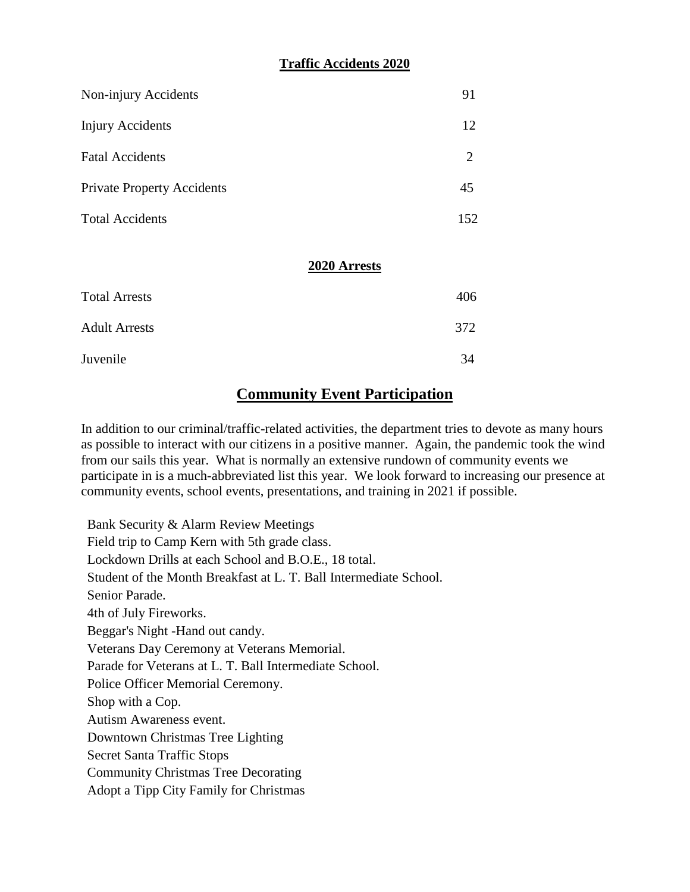## Traffic Accidents 2020

| | |
|---|---|
| Non-injury Accidents | 91 |
| Injury Accidents | 12 |
| Fatal Accidents | 2 |
| Private Property Accidents | 45 |
| Total Accidents | 152 |

## 2020 Arrests

| | |
|---|---|
| Total Arrests | 406 |
| Adult Arrests | 372 |
| Juvenile | 34 |

# Community Event Participation

In addition to our criminal/traffic-related activities, the department tries to devote as many hours as possible to interact with our citizens in a positive manner. Again, the pandemic took the wind from our sails this year. What is normally an extensive rundown of community events we participate in is a much-abbreviated list this year. We look forward to increasing our presence at community events, school events, presentations, and training in 2021 if possible.

Bank Security & Alarm Review Meetings
Field trip to Camp Kern with 5th grade class.
Lockdown Drills at each School and B.O.E., 18 total.
Student of the Month Breakfast at L. T. Ball Intermediate School.
Senior Parade.
4th of July Fireworks.
Beggar's Night -Hand out candy.
Veterans Day Ceremony at Veterans Memorial.
Parade for Veterans at L. T. Ball Intermediate School.
Police Officer Memorial Ceremony.
Shop with a Cop.
Autism Awareness event.
Downtown Christmas Tree Lighting
Secret Santa Traffic Stops
Community Christmas Tree Decorating
Adopt a Tipp City Family for Christmas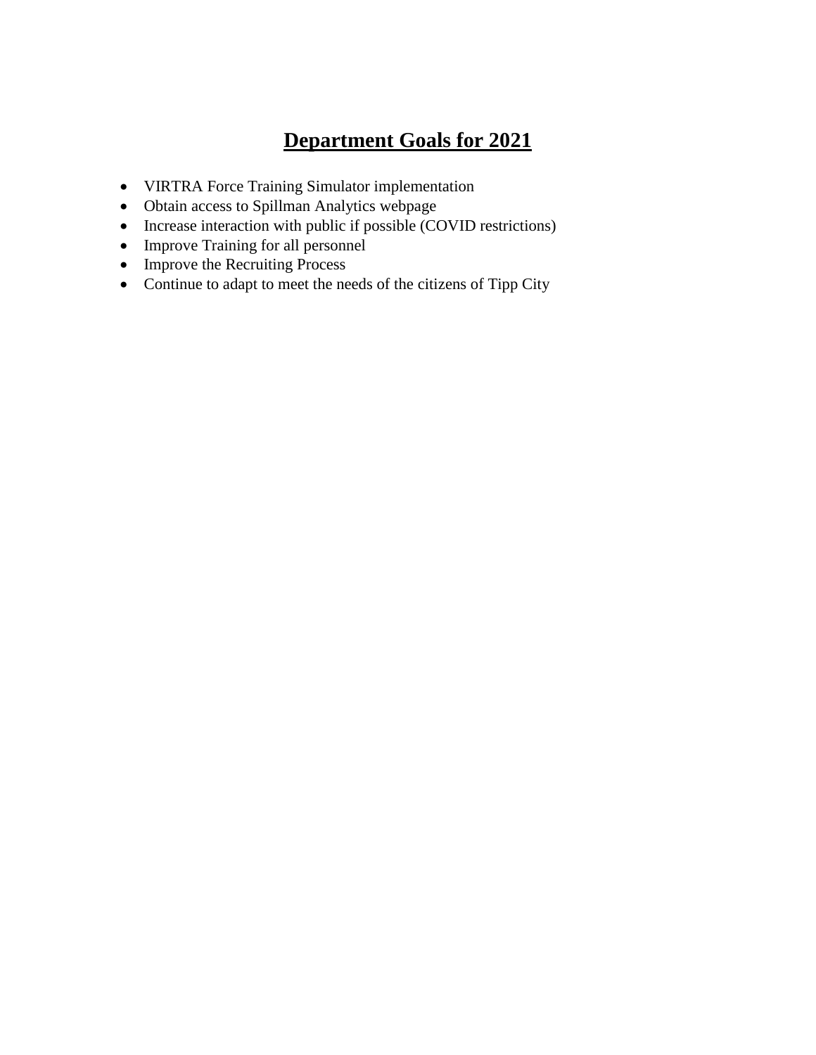# Department Goals for 2021

- VIRTRA Force Training Simulator implementation
- Obtain access to Spillman Analytics webpage
- Increase interaction with public if possible (COVID restrictions)
- Improve Training for all personnel
- Improve the Recruiting Process
- Continue to adapt to meet the needs of the citizens of Tipp City